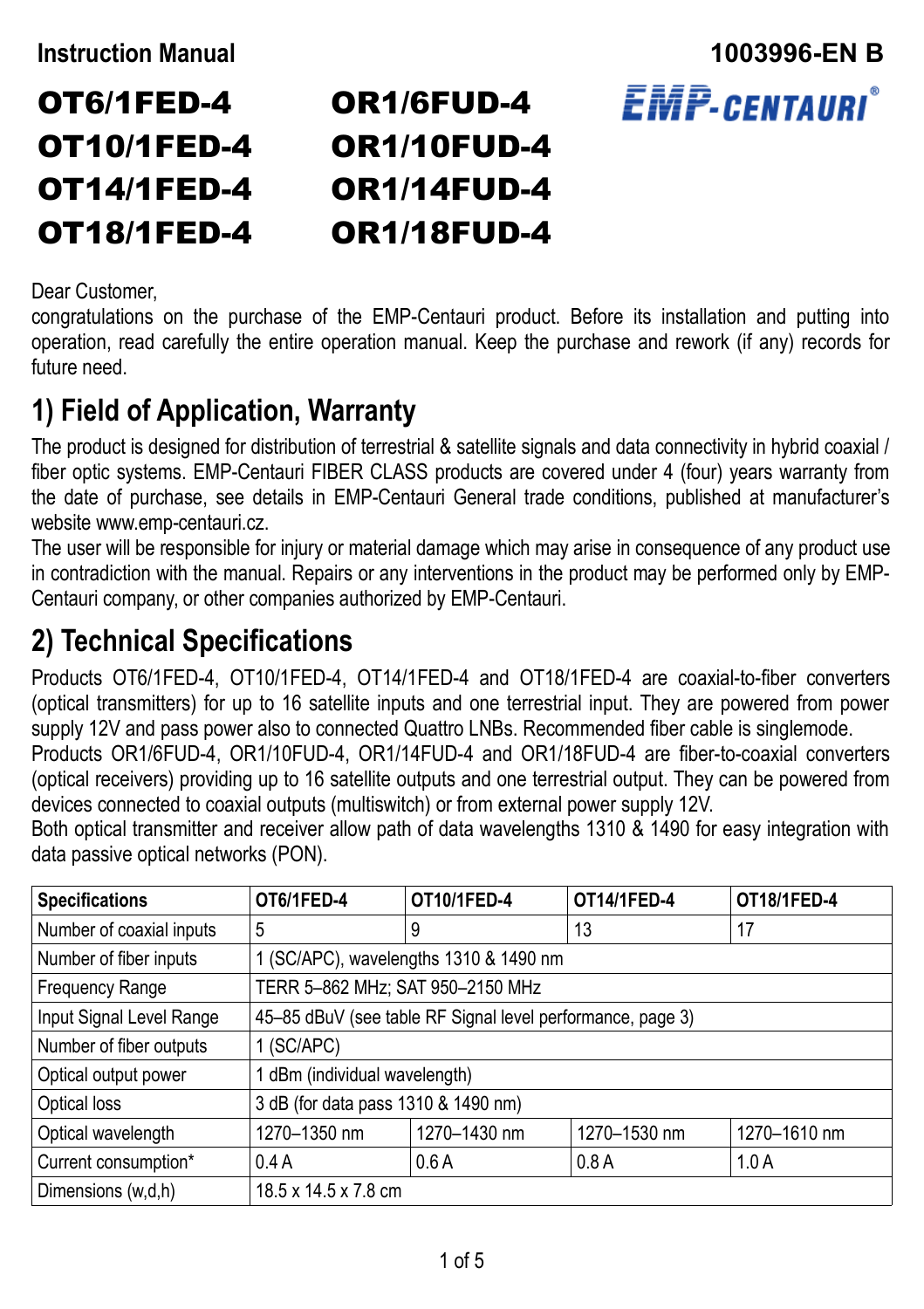Instruction Manual **1003996-EN B**

# OT6/1FED-4 OR1/6FUD-4
# OT10/1FED-4 OR1/10FUD-4
# OT14/1FED-4 OR1/14FUD-4
# OT18/1FED-4 OR1/18FUD-4

EMP-CENTAURI®

Dear Customer,
congratulations on the purchase of the EMP-Centauri product. Before its installation and putting into operation, read carefully the entire operation manual. Keep the purchase and rework (if any) records for future need.

## 1) Field of Application, Warranty

The product is designed for distribution of terrestrial & satellite signals and data connectivity in hybrid coaxial / fiber optic systems. EMP-Centauri FIBER CLASS products are covered under 4 (four) years warranty from the date of purchase, see details in EMP-Centauri General trade conditions, published at manufacturer's website www.emp-centauri.cz.
The user will be responsible for injury or material damage which may arise in consequence of any product use in contradiction with the manual. Repairs or any interventions in the product may be performed only by EMP-Centauri company, or other companies authorized by EMP-Centauri.

## 2) Technical Specifications

Products OT6/1FED-4, OT10/1FED-4, OT14/1FED-4 and OT18/1FED-4 are coaxial-to-fiber converters (optical transmitters) for up to 16 satellite inputs and one terrestrial input. They are powered from power supply 12V and pass power also to connected Quattro LNBs. Recommended fiber cable is singlemode.
Products OR1/6FUD-4, OR1/10FUD-4, OR1/14FUD-4 and OR1/18FUD-4 are fiber-to-coaxial converters (optical receivers) providing up to 16 satellite outputs and one terrestrial output. They can be powered from devices connected to coaxial outputs (multiswitch) or from external power supply 12V.
Both optical transmitter and receiver allow path of data wavelengths 1310 & 1490 for easy integration with data passive optical networks (PON).

| Specifications | OT6/1FED-4 | OT10/1FED-4 | OT14/1FED-4 | OT18/1FED-4 |
|---|---|---|---|---|
| Number of coaxial inputs | 5 | 9 | 13 | 17 |
| Number of fiber inputs | 1 (SC/APC), wavelengths 1310 & 1490 nm | | | |
| Frequency Range | TERR 5–862 MHz; SAT 950–2150 MHz | | | |
| Input Signal Level Range | 45–85 dBuV (see table RF Signal level performance, page 3) | | | |
| Number of fiber outputs | 1 (SC/APC) | | | |
| Optical output power | 1 dBm (individual wavelength) | | | |
| Optical loss | 3 dB (for data pass 1310 & 1490 nm) | | | |
| Optical wavelength | 1270–1350 nm | 1270–1430 nm | 1270–1530 nm | 1270–1610 nm |
| Current consumption* | 0.4 A | 0.6 A | 0.8 A | 1.0 A |
| Dimensions (w,d,h) | 18.5 x 14.5 x 7.8 cm | | | |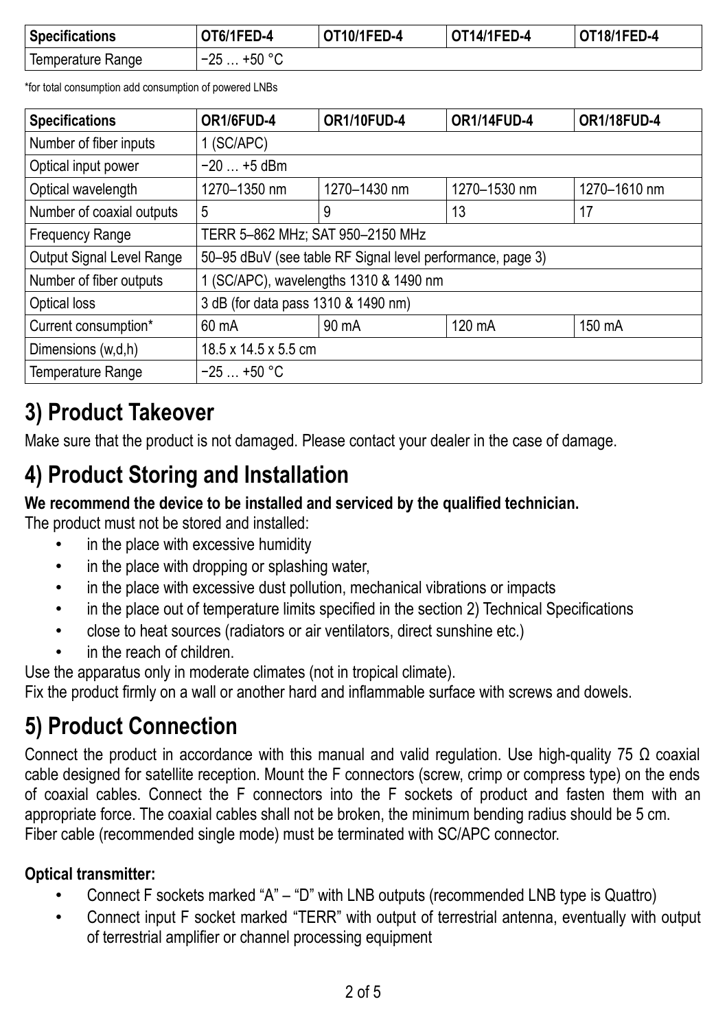| Specifications | OT6/1FED-4 | OT10/1FED-4 | OT14/1FED-4 | OT18/1FED-4 |
| --- | --- | --- | --- | --- |
| Temperature Range | −25 … +50 °C | | | |

*for total consumption add consumption of powered LNBs

| Specifications | OR1/6FUD-4 | OR1/10FUD-4 | OR1/14FUD-4 | OR1/18FUD-4 |
| --- | --- | --- | --- | --- |
| Number of fiber inputs | 1 (SC/APC) | | | |
| Optical input power | −20 … +5 dBm | | | |
| Optical wavelength | 1270–1350 nm | 1270–1430 nm | 1270–1530 nm | 1270–1610 nm |
| Number of coaxial outputs | 5 | 9 | 13 | 17 |
| Frequency Range | TERR 5–862 MHz; SAT 950–2150 MHz | | | |
| Output Signal Level Range | 50–95 dBuV (see table RF Signal level performance, page 3) | | | |
| Number of fiber outputs | 1 (SC/APC), wavelengths 1310 & 1490 nm | | | |
| Optical loss | 3 dB (for data pass 1310 & 1490 nm) | | | |
| Current consumption* | 60 mA | 90 mA | 120 mA | 150 mA |
| Dimensions (w,d,h) | 18.5 x 14.5 x 5.5 cm | | | |
| Temperature Range | −25 … +50 °C | | | |

# 3) Product Takeover

Make sure that the product is not damaged. Please contact your dealer in the case of damage.

# 4) Product Storing and Installation

**We recommend the device to be installed and serviced by the qualified technician.**
The product must not be stored and installed:

- in the place with excessive humidity
- in the place with dropping or splashing water,
- in the place with excessive dust pollution, mechanical vibrations or impacts
- in the place out of temperature limits specified in the section 2) Technical Specifications
- close to heat sources (radiators or air ventilators, direct sunshine etc.)
- in the reach of children.

Use the apparatus only in moderate climates (not in tropical climate).
Fix the product firmly on a wall or another hard and inflammable surface with screws and dowels.

# 5) Product Connection

Connect the product in accordance with this manual and valid regulation. Use high-quality 75 Ω coaxial cable designed for satellite reception. Mount the F connectors (screw, crimp or compress type) on the ends of coaxial cables. Connect the F connectors into the F sockets of product and fasten them with an appropriate force. The coaxial cables shall not be broken, the minimum bending radius should be 5 cm.
Fiber cable (recommended single mode) must be terminated with SC/APC connector.

**Optical transmitter:**

- Connect F sockets marked "A" – "D" with LNB outputs (recommended LNB type is Quattro)
- Connect input F socket marked "TERR" with output of terrestrial antenna, eventually with output of terrestrial amplifier or channel processing equipment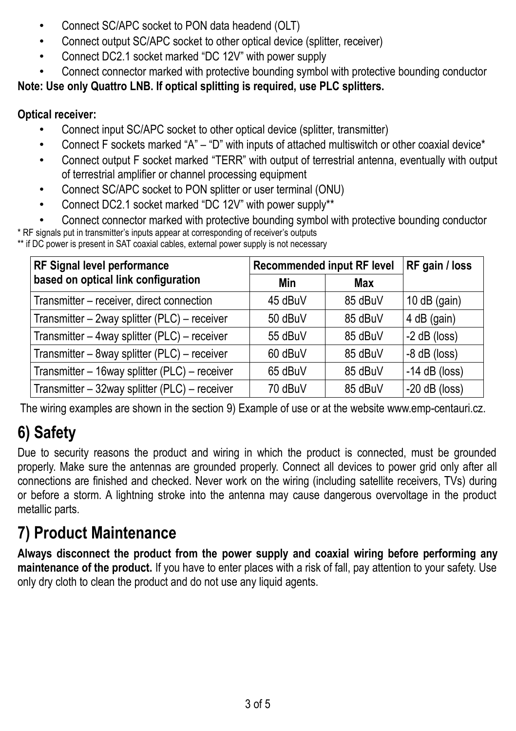- Connect SC/APC socket to PON data headend (OLT)
- Connect output SC/APC socket to other optical device (splitter, receiver)
- Connect DC2.1 socket marked “DC 12V” with power supply
- Connect connector marked with protective bounding symbol with protective bounding conductor

**Note: Use only Quattro LNB. If optical splitting is required, use PLC splitters.**

**Optical receiver:**

- Connect input SC/APC socket to other optical device (splitter, transmitter)
- Connect F sockets marked “A” – “D” with inputs of attached multiswitch or other coaxial device*
- Connect output F socket marked “TERR” with output of terrestrial antenna, eventually with output of terrestrial amplifier or channel processing equipment
- Connect SC/APC socket to PON splitter or user terminal (ONU)
- Connect DC2.1 socket marked “DC 12V” with power supply**
- Connect connector marked with protective bounding symbol with protective bounding conductor

\* RF signals put in transmitter’s inputs appear at corresponding of receiver’s outputs

\** if DC power is present in SAT coaxial cables, external power supply is not necessary

| RF Signal level performance based on optical link configuration | Recommended input RF level | | RF gain / loss |
|---|---|---|---|
| | Min | Max | |
| Transmitter – receiver, direct connection | 45 dBuV | 85 dBuV | 10 dB (gain) |
| Transmitter – 2way splitter (PLC) – receiver | 50 dBuV | 85 dBuV | 4 dB (gain) |
| Transmitter – 4way splitter (PLC) – receiver | 55 dBuV | 85 dBuV | -2 dB (loss) |
| Transmitter – 8way splitter (PLC) – receiver | 60 dBuV | 85 dBuV | -8 dB (loss) |
| Transmitter – 16way splitter (PLC) – receiver | 65 dBuV | 85 dBuV | -14 dB (loss) |
| Transmitter – 32way splitter (PLC) – receiver | 70 dBuV | 85 dBuV | -20 dB (loss) |

The wiring examples are shown in the section 9) Example of use or at the website www.emp-centauri.cz.

## 6) Safety

Due to security reasons the product and wiring in which the product is connected, must be grounded properly. Make sure the antennas are grounded properly. Connect all devices to power grid only after all connections are finished and checked. Never work on the wiring (including satellite receivers, TVs) during or before a storm. A lightning stroke into the antenna may cause dangerous overvoltage in the product metallic parts.

## 7) Product Maintenance

**Always disconnect the product from the power supply and coaxial wiring before performing any maintenance of the product.** If you have to enter places with a risk of fall, pay attention to your safety. Use only dry cloth to clean the product and do not use any liquid agents.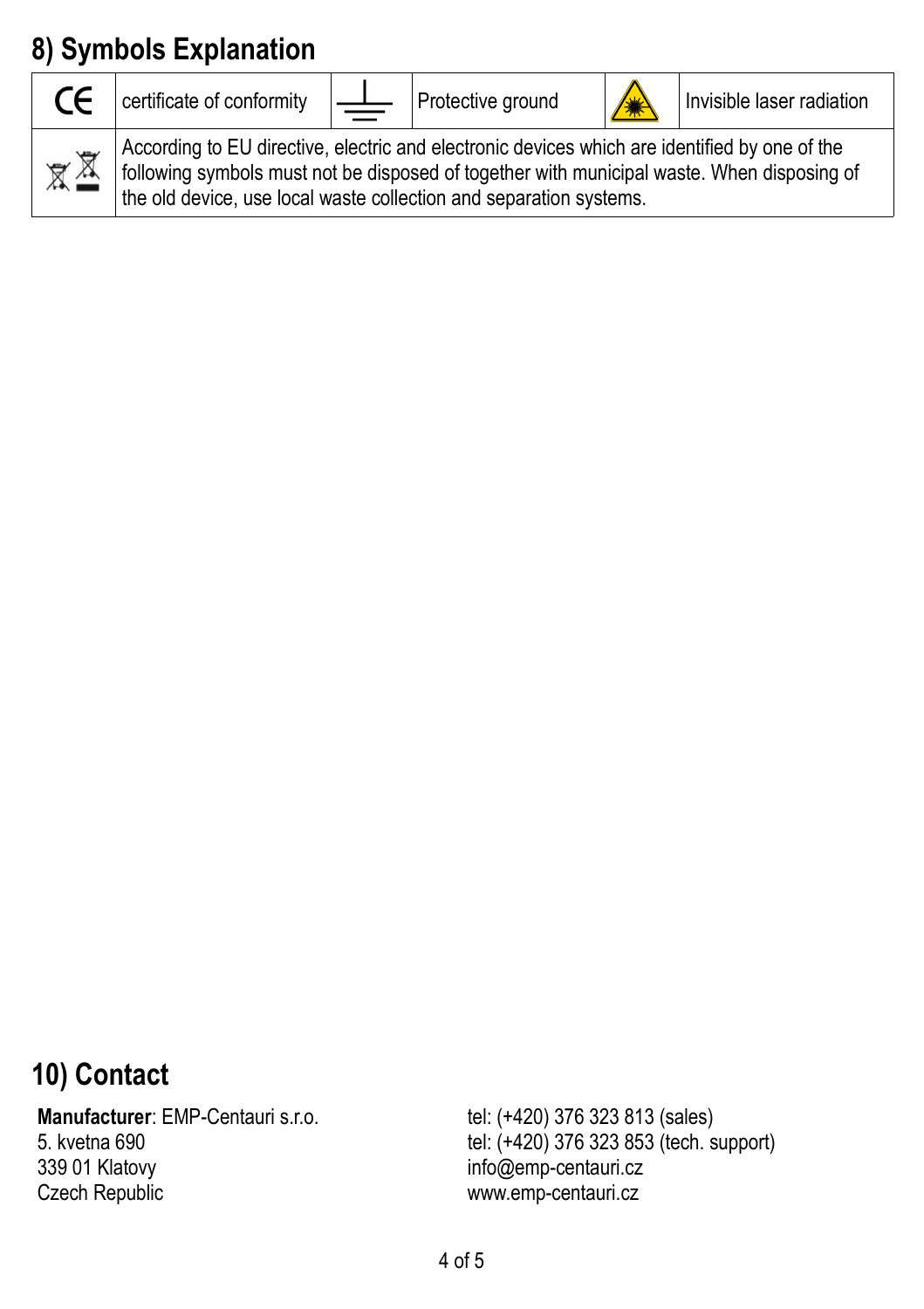## 8) Symbols Explanation

| CE | certificate of conformity | ⏚ | Protective ground | ⚠ | Invisible laser radiation |
|---|---|---|---|---|---|
| | According to EU directive, electric and electronic devices which are identified by one of the following symbols must not be disposed of together with municipal waste. When disposing of the old device, use local waste collection and separation systems. | | | | |

## 10) Contact

**Manufacturer**: EMP-Centauri s.r.o.
5. kvetna 690
339 01 Klatovy
Czech Republic

tel: (+420) 376 323 813 (sales)
tel: (+420) 376 323 853 (tech. support)
info@emp-centauri.cz
www.emp-centauri.cz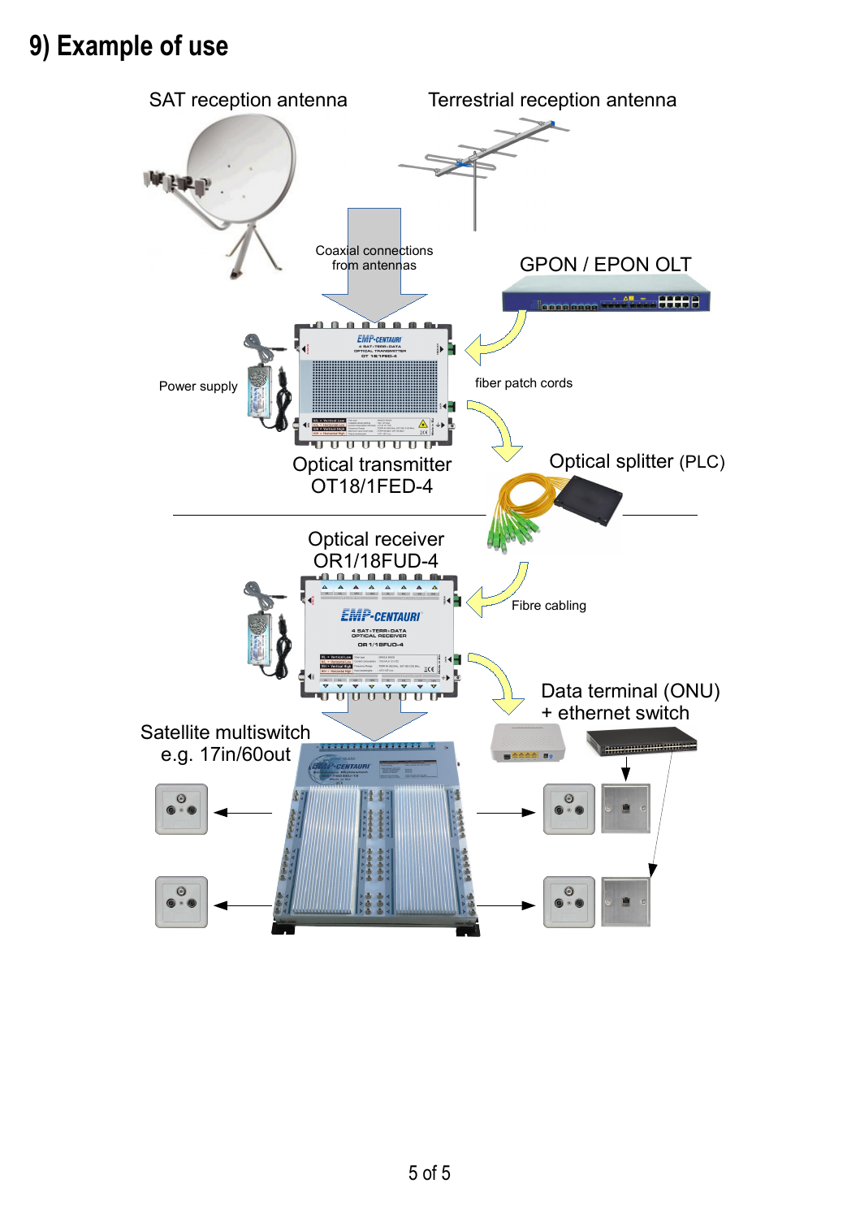# 9) Example of use

SAT reception antenna

Terrestrial reception antenna

Coaxial connections from antennas

GPON / EPON OLT

Power supply

fiber patch cords

Optical transmitter
OT18/1FED-4

Optical splitter (PLC)

Optical receiver
OR1/18FUD-4

Fibre cabling

Data terminal (ONU)
+ ethernet switch

Satellite multiswitch
e.g. 17in/60out